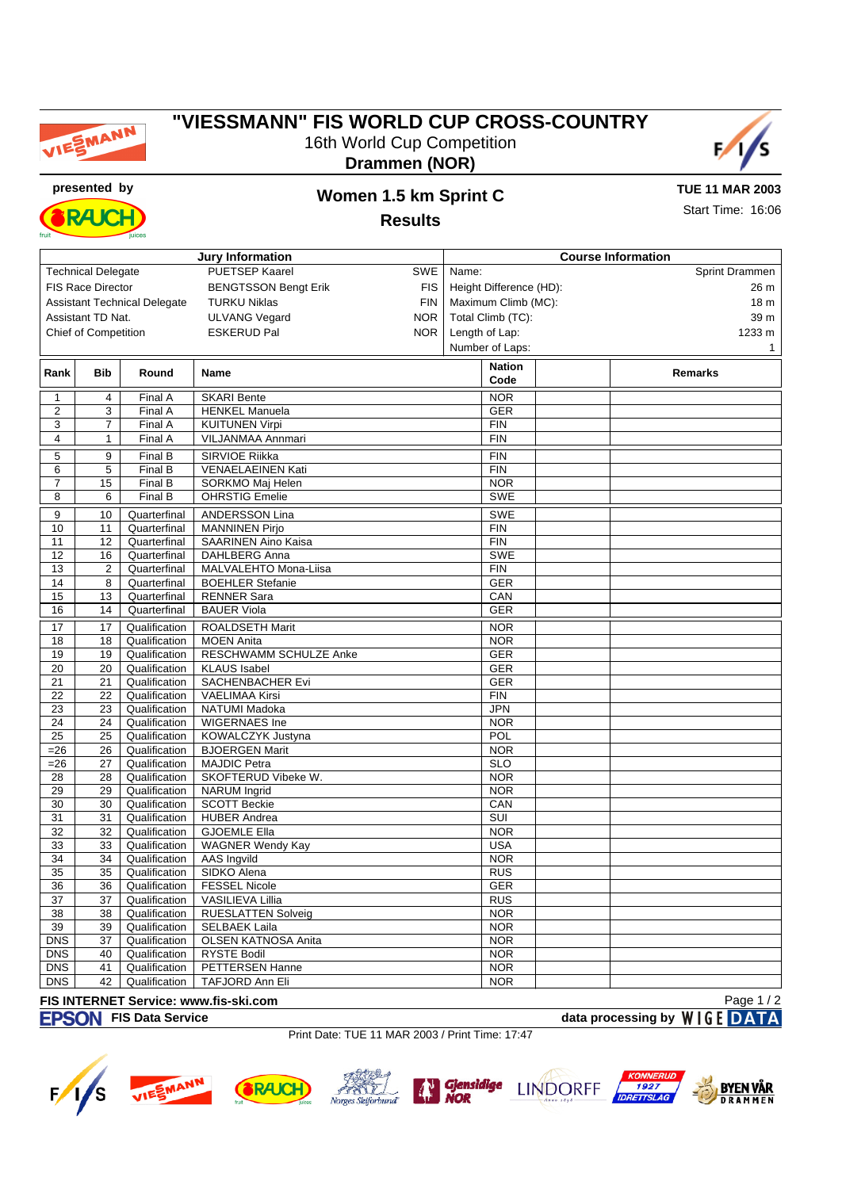# "VIESSMANN" FIS WORLD CUP CROSS-COUNTRY

16th World Cup Competition

**Drammen (NOR)**

presented by

## Women 1.5 km Sprint C

**TUE 11 MAR 2003**

Start Time: 16:06

### Results

| Jury Information | | | Course Information | |
|---|---|---|---|---|
| Technical Delegate | PUETSEP Kaarel | SWE | Name: | Sprint Drammen |
| FIS Race Director | BENGTSSON Bengt Erik | FIS | Height Difference (HD): | 26 m |
| Assistant Technical Delegate | TURKU Niklas | FIN | Maximum Climb (MC): | 18 m |
| Assistant TD Nat. | ULVANG Vegard | NOR | Total Climb (TC): | 39 m |
| Chief of Competition | ESKERUD Pal | NOR | Length of Lap: | 1233 m |
| | | | Number of Laps: | 1 |

| Rank | Bib | Round | Name | Nation Code | | Remarks |
|---|---|---|---|---|---|---|
| 1 | 4 | Final A | SKARI Bente | NOR | | |
| 2 | 3 | Final A | HENKEL Manuela | GER | | |
| 3 | 7 | Final A | KUITUNEN Virpi | FIN | | |
| 4 | 1 | Final A | VILJANMAA Annmari | FIN | | |
| 5 | 9 | Final B | SIRVIOE Riikka | FIN | | |
| 6 | 5 | Final B | VENAELAEINEN Kati | FIN | | |
| 7 | 15 | Final B | SORKMO Maj Helen | NOR | | |
| 8 | 6 | Final B | OHRSTIG Emelie | SWE | | |
| 9 | 10 | Quarterfinal | ANDERSSON Lina | SWE | | |
| 10 | 11 | Quarterfinal | MANNINEN Pirjo | FIN | | |
| 11 | 12 | Quarterfinal | SAARINEN Aino Kaisa | FIN | | |
| 12 | 16 | Quarterfinal | DAHLBERG Anna | SWE | | |
| 13 | 2 | Quarterfinal | MALVALEHTO Mona-Liisa | FIN | | |
| 14 | 8 | Quarterfinal | BOEHLER Stefanie | GER | | |
| 15 | 13 | Quarterfinal | RENNER Sara | CAN | | |
| 16 | 14 | Quarterfinal | BAUER Viola | GER | | |
| 17 | 17 | Qualification | ROALDSETH Marit | NOR | | |
| 18 | 18 | Qualification | MOEN Anita | NOR | | |
| 19 | 19 | Qualification | RESCHWAMM SCHULZE Anke | GER | | |
| 20 | 20 | Qualification | KLAUS Isabel | GER | | |
| 21 | 21 | Qualification | SACHENBACHER Evi | GER | | |
| 22 | 22 | Qualification | VAELIMAA Kirsi | FIN | | |
| 23 | 23 | Qualification | NATUMI Madoka | JPN | | |
| 24 | 24 | Qualification | WIGERNAES Ine | NOR | | |
| 25 | 25 | Qualification | KOWALCZYK Justyna | POL | | |
| =26 | 26 | Qualification | BJOERGEN Marit | NOR | | |
| =26 | 27 | Qualification | MAJDIC Petra | SLO | | |
| 28 | 28 | Qualification | SKOFTERUD Vibeke W. | NOR | | |
| 29 | 29 | Qualification | NARUM Ingrid | NOR | | |
| 30 | 30 | Qualification | SCOTT Beckie | CAN | | |
| 31 | 31 | Qualification | HUBER Andrea | SUI | | |
| 32 | 32 | Qualification | GJOEMLE Ella | NOR | | |
| 33 | 33 | Qualification | WAGNER Wendy Kay | USA | | |
| 34 | 34 | Qualification | AAS Ingvild | NOR | | |
| 35 | 35 | Qualification | SIDKO Alena | RUS | | |
| 36 | 36 | Qualification | FESSEL Nicole | GER | | |
| 37 | 37 | Qualification | VASILIEVA Lillia | RUS | | |
| 38 | 38 | Qualification | RUESLATTEN Solveig | NOR | | |
| 39 | 39 | Qualification | SELBAEK Laila | NOR | | |
| DNS | 37 | Qualification | OLSEN KATNOSA Anita | NOR | | |
| DNS | 40 | Qualification | RYSTE Bodil | NOR | | |
| DNS | 41 | Qualification | PETTERSEN Hanne | NOR | | |
| DNS | 42 | Qualification | TAFJORD Ann Eli | NOR | | |

FIS INTERNET Service: www.fis-ski.com

EPSON FIS Data Service — data processing by WIGE DATA

Print Date: TUE 11 MAR 2003 / Print Time: 17:47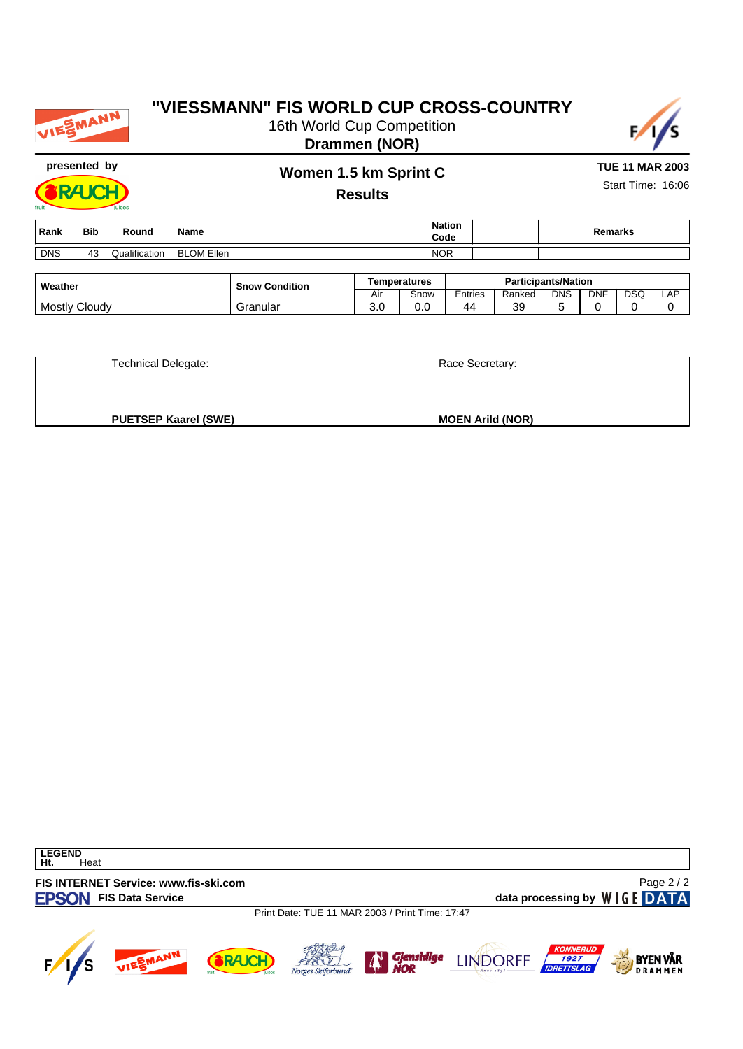# "VIESSMANN" FIS WORLD CUP CROSS-COUNTRY

16th World Cup Competition

**Drammen (NOR)**

presented by

## Women 1.5 km Sprint C

### Results

**TUE 11 MAR 2003**

Start Time: 16:06

| Rank | Bib | Round | Name | Nation Code | | Remarks |
|---|---|---|---|---|---|---|
| DNS | 43 | Qualification | BLOM Ellen | NOR | | |

| Weather | Snow Condition | Temperatures | | Participants/Nation | | | | | |
|---|---|---|---|---|---|---|---|---|---|
| | | Air | Snow | Entries | Ranked | DNS | DNF | DSQ | LAP |
| Mostly Cloudy | Granular | 3.0 | 0.0 | 44 | 39 | 5 | 0 | 0 | 0 |

| Technical Delegate: | Race Secretary: |
|---|---|
| **PUETSEP Kaarel (SWE)** | **MOEN Arild (NOR)** |

**LEGEND**
**Ht.** Heat

**FIS INTERNET Service: www.fis-ski.com**

EPSON **FIS Data Service**

**data processing by** WIGE DATA

Print Date: TUE 11 MAR 2003 / Print Time: 17:47